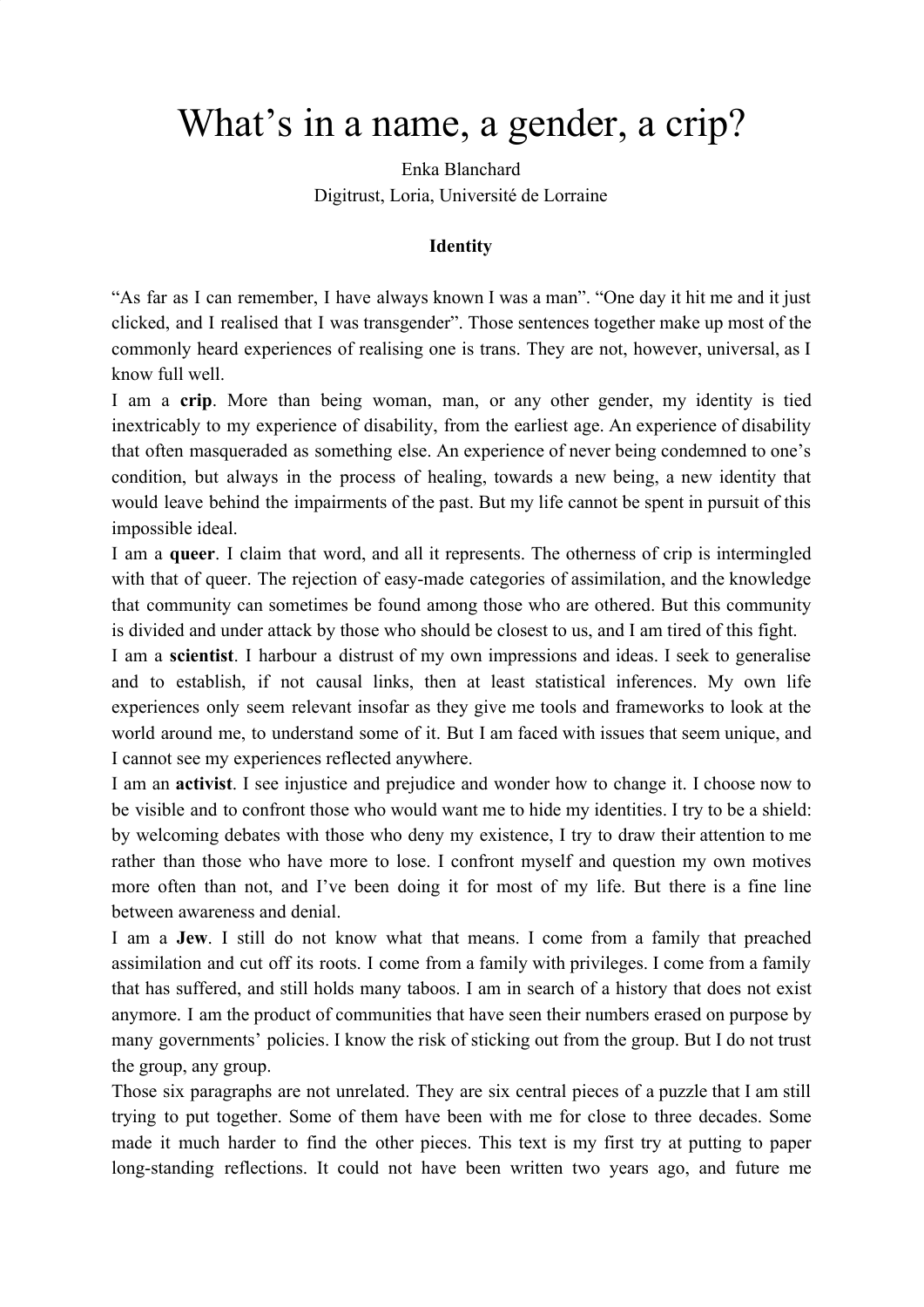# What's in a name, a gender, a crip?

Enka Blanchard

Digitrust, Loria, Université de Lorraine

### Identity

"As far as I can remember, I have always known I was a man". "One day it hit me and it just clicked, and I realised that I was transgender". Those sentences together make up most of the commonly heard experiences of realising one is trans. They are not, however, universal, as I know full well.

I am a **crip**. More than being woman, man, or any other gender, my identity is tied inextricably to my experience of disability, from the earliest age. An experience of disability that often masqueraded as something else. An experience of never being condemned to one's condition, but always in the process of healing, towards a new being, a new identity that would leave behind the impairments of the past. But my life cannot be spent in pursuit of this impossible ideal.

I am a **queer**. I claim that word, and all it represents. The otherness of crip is intermingled with that of queer. The rejection of easy-made categories of assimilation, and the knowledge that community can sometimes be found among those who are othered. But this community is divided and under attack by those who should be closest to us, and I am tired of this fight.

I am a **scientist**. I harbour a distrust of my own impressions and ideas. I seek to generalise and to establish, if not causal links, then at least statistical inferences. My own life experiences only seem relevant insofar as they give me tools and frameworks to look at the world around me, to understand some of it. But I am faced with issues that seem unique, and I cannot see my experiences reflected anywhere.

I am an **activist**. I see injustice and prejudice and wonder how to change it. I choose now to be visible and to confront those who would want me to hide my identities. I try to be a shield: by welcoming debates with those who deny my existence, I try to draw their attention to me rather than those who have more to lose. I confront myself and question my own motives more often than not, and I've been doing it for most of my life. But there is a fine line between awareness and denial.

I am a **Jew**. I still do not know what that means. I come from a family that preached assimilation and cut off its roots. I come from a family with privileges. I come from a family that has suffered, and still holds many taboos. I am in search of a history that does not exist anymore. I am the product of communities that have seen their numbers erased on purpose by many governments' policies. I know the risk of sticking out from the group. But I do not trust the group, any group.

Those six paragraphs are not unrelated. They are six central pieces of a puzzle that I am still trying to put together. Some of them have been with me for close to three decades. Some made it much harder to find the other pieces. This text is my first try at putting to paper long-standing reflections. It could not have been written two years ago, and future me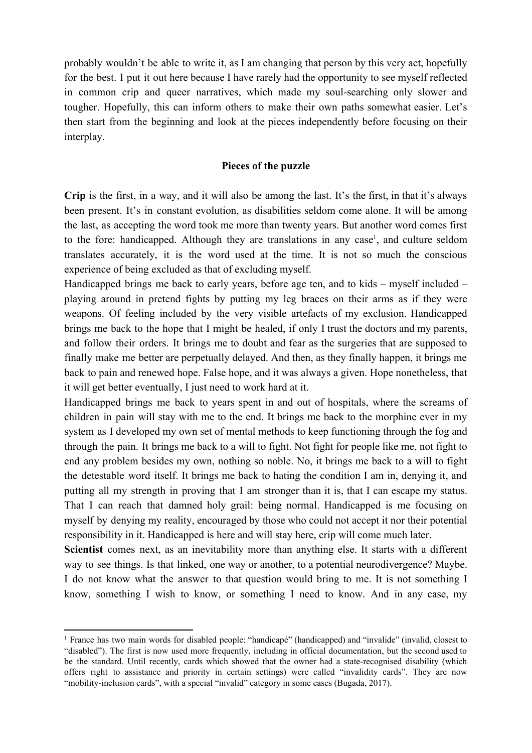probably wouldn't be able to write it, as I am changing that person by this very act, hopefully for the best. I put it out here because I have rarely had the opportunity to see myself reflected in common crip and queer narratives, which made my soul-searching only slower and tougher. Hopefully, this can inform others to make their own paths somewhat easier. Let's then start from the beginning and look at the pieces independently before focusing on their interplay.

## Pieces of the puzzle

**Crip** is the first, in a way, and it will also be among the last. It's the first, in that it's always been present. It's in constant evolution, as disabilities seldom come alone. It will be among the last, as accepting the word took me more than twenty years. But another word comes first to the fore: handicapped. Although they are translations in any case[1], and culture seldom translates accurately, it is the word used at the time. It is not so much the conscious experience of being excluded as that of excluding myself.

Handicapped brings me back to early years, before age ten, and to kids – myself included – playing around in pretend fights by putting my leg braces on their arms as if they were weapons. Of feeling included by the very visible artefacts of my exclusion. Handicapped brings me back to the hope that I might be healed, if only I trust the doctors and my parents, and follow their orders. It brings me to doubt and fear as the surgeries that are supposed to finally make me better are perpetually delayed. And then, as they finally happen, it brings me back to pain and renewed hope. False hope, and it was always a given. Hope nonetheless, that it will get better eventually, I just need to work hard at it.

Handicapped brings me back to years spent in and out of hospitals, where the screams of children in pain will stay with me to the end. It brings me back to the morphine ever in my system as I developed my own set of mental methods to keep functioning through the fog and through the pain. It brings me back to a will to fight. Not fight for people like me, not fight to end any problem besides my own, nothing so noble. No, it brings me back to a will to fight the detestable word itself. It brings me back to hating the condition I am in, denying it, and putting all my strength in proving that I am stronger than it is, that I can escape my status. That I can reach that damned holy grail: being normal. Handicapped is me focusing on myself by denying my reality, encouraged by those who could not accept it nor their potential responsibility in it. Handicapped is here and will stay here, crip will come much later.

**Scientist** comes next, as an inevitability more than anything else. It starts with a different way to see things. Is that linked, one way or another, to a potential neurodivergence? Maybe. I do not know what the answer to that question would bring to me. It is not something I know, something I wish to know, or something I need to know. And in any case, my

[1] France has two main words for disabled people: "handicapé" (handicapped) and "invalide" (invalid, closest to "disabled"). The first is now used more frequently, including in official documentation, but the second used to be the standard. Until recently, cards which showed that the owner had a state-recognised disability (which offers right to assistance and priority in certain settings) were called "invalidity cards". They are now "mobility-inclusion cards", with a special "invalid" category in some cases (Bugada, 2017).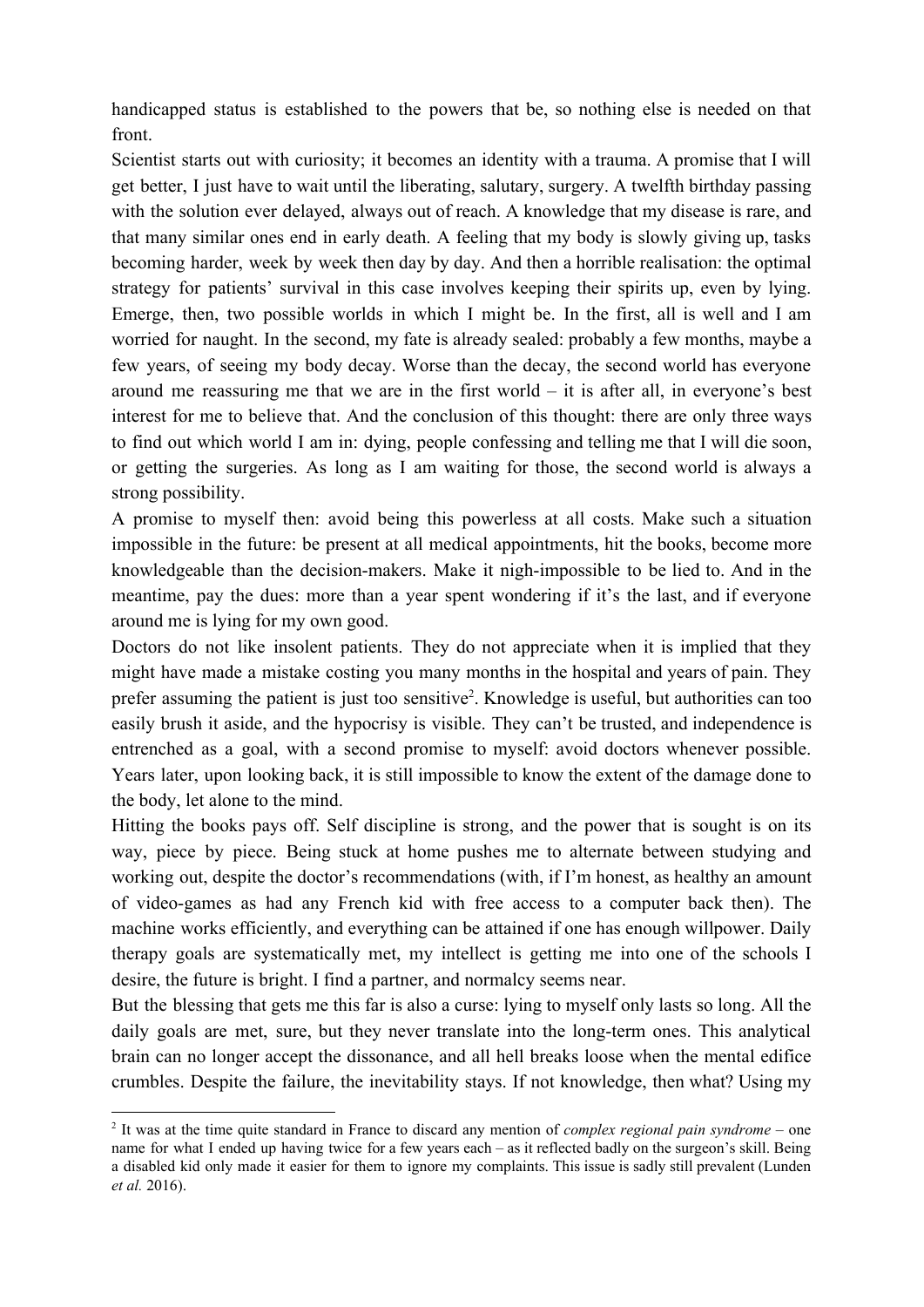handicapped status is established to the powers that be, so nothing else is needed on that front.

Scientist starts out with curiosity; it becomes an identity with a trauma. A promise that I will get better, I just have to wait until the liberating, salutary, surgery. A twelfth birthday passing with the solution ever delayed, always out of reach. A knowledge that my disease is rare, and that many similar ones end in early death. A feeling that my body is slowly giving up, tasks becoming harder, week by week then day by day. And then a horrible realisation: the optimal strategy for patients' survival in this case involves keeping their spirits up, even by lying. Emerge, then, two possible worlds in which I might be. In the first, all is well and I am worried for naught. In the second, my fate is already sealed: probably a few months, maybe a few years, of seeing my body decay. Worse than the decay, the second world has everyone around me reassuring me that we are in the first world – it is after all, in everyone's best interest for me to believe that. And the conclusion of this thought: there are only three ways to find out which world I am in: dying, people confessing and telling me that I will die soon, or getting the surgeries. As long as I am waiting for those, the second world is always a strong possibility.

A promise to myself then: avoid being this powerless at all costs. Make such a situation impossible in the future: be present at all medical appointments, hit the books, become more knowledgeable than the decision-makers. Make it nigh-impossible to be lied to. And in the meantime, pay the dues: more than a year spent wondering if it's the last, and if everyone around me is lying for my own good.

Doctors do not like insolent patients. They do not appreciate when it is implied that they might have made a mistake costing you many months in the hospital and years of pain. They prefer assuming the patient is just too sensitive[2]. Knowledge is useful, but authorities can too easily brush it aside, and the hypocrisy is visible. They can't be trusted, and independence is entrenched as a goal, with a second promise to myself: avoid doctors whenever possible. Years later, upon looking back, it is still impossible to know the extent of the damage done to the body, let alone to the mind.

Hitting the books pays off. Self discipline is strong, and the power that is sought is on its way, piece by piece. Being stuck at home pushes me to alternate between studying and working out, despite the doctor's recommendations (with, if I'm honest, as healthy an amount of video-games as had any French kid with free access to a computer back then). The machine works efficiently, and everything can be attained if one has enough willpower. Daily therapy goals are systematically met, my intellect is getting me into one of the schools I desire, the future is bright. I find a partner, and normalcy seems near.

But the blessing that gets me this far is also a curse: lying to myself only lasts so long. All the daily goals are met, sure, but they never translate into the long-term ones. This analytical brain can no longer accept the dissonance, and all hell breaks loose when the mental edifice crumbles. Despite the failure, the inevitability stays. If not knowledge, then what? Using my

---

[2] It was at the time quite standard in France to discard any mention of *complex regional pain syndrome* – one name for what I ended up having twice for a few years each – as it reflected badly on the surgeon's skill. Being a disabled kid only made it easier for them to ignore my complaints. This issue is sadly still prevalent (Lunden *et al.* 2016).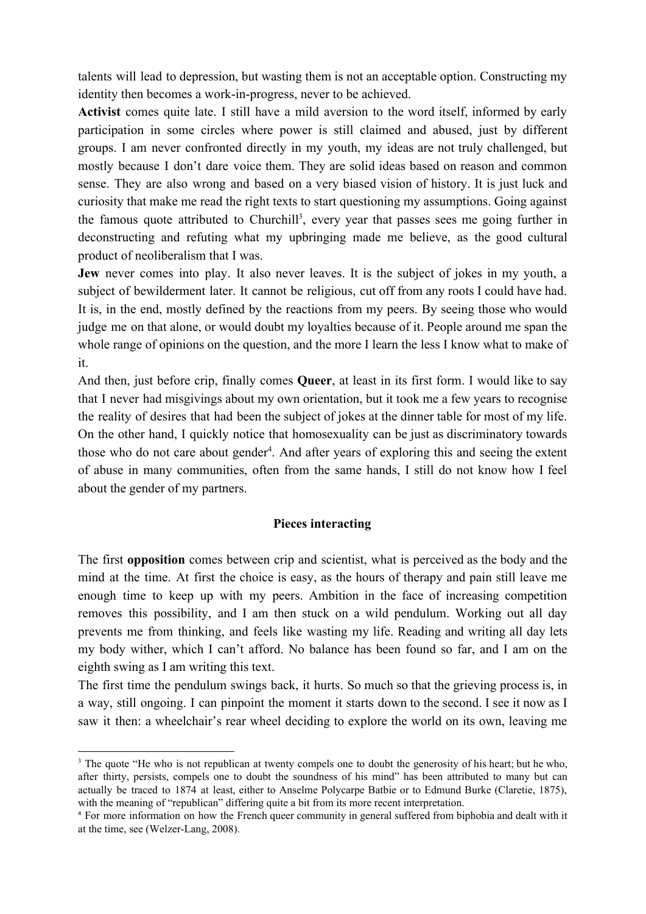talents will lead to depression, but wasting them is not an acceptable option. Constructing my identity then becomes a work-in-progress, never to be achieved.

**Activist** comes quite late. I still have a mild aversion to the word itself, informed by early participation in some circles where power is still claimed and abused, just by different groups. I am never confronted directly in my youth, my ideas are not truly challenged, but mostly because I don't dare voice them. They are solid ideas based on reason and common sense. They are also wrong and based on a very biased vision of history. It is just luck and curiosity that make me read the right texts to start questioning my assumptions. Going against the famous quote attributed to Churchill[3], every year that passes sees me going further in deconstructing and refuting what my upbringing made me believe, as the good cultural product of neoliberalism that I was.

**Jew** never comes into play. It also never leaves. It is the subject of jokes in my youth, a subject of bewilderment later. It cannot be religious, cut off from any roots I could have had. It is, in the end, mostly defined by the reactions from my peers. By seeing those who would judge me on that alone, or would doubt my loyalties because of it. People around me span the whole range of opinions on the question, and the more I learn the less I know what to make of it.

And then, just before crip, finally comes **Queer**, at least in its first form. I would like to say that I never had misgivings about my own orientation, but it took me a few years to recognise the reality of desires that had been the subject of jokes at the dinner table for most of my life. On the other hand, I quickly notice that homosexuality can be just as discriminatory towards those who do not care about gender[4]. And after years of exploring this and seeing the extent of abuse in many communities, often from the same hands, I still do not know how I feel about the gender of my partners.

## Pieces interacting

The first **opposition** comes between crip and scientist, what is perceived as the body and the mind at the time. At first the choice is easy, as the hours of therapy and pain still leave me enough time to keep up with my peers. Ambition in the face of increasing competition removes this possibility, and I am then stuck on a wild pendulum. Working out all day prevents me from thinking, and feels like wasting my life. Reading and writing all day lets my body wither, which I can't afford. No balance has been found so far, and I am on the eighth swing as I am writing this text.

The first time the pendulum swings back, it hurts. So much so that the grieving process is, in a way, still ongoing. I can pinpoint the moment it starts down to the second. I see it now as I saw it then: a wheelchair's rear wheel deciding to explore the world on its own, leaving me

---

[3] The quote "He who is not republican at twenty compels one to doubt the generosity of his heart; but he who, after thirty, persists, compels one to doubt the soundness of his mind" has been attributed to many but can actually be traced to 1874 at least, either to Anselme Polycarpe Batbie or to Edmund Burke (Claretie, 1875), with the meaning of "republican" differing quite a bit from its more recent interpretation.

[4] For more information on how the French queer community in general suffered from biphobia and dealt with it at the time, see (Welzer-Lang, 2008).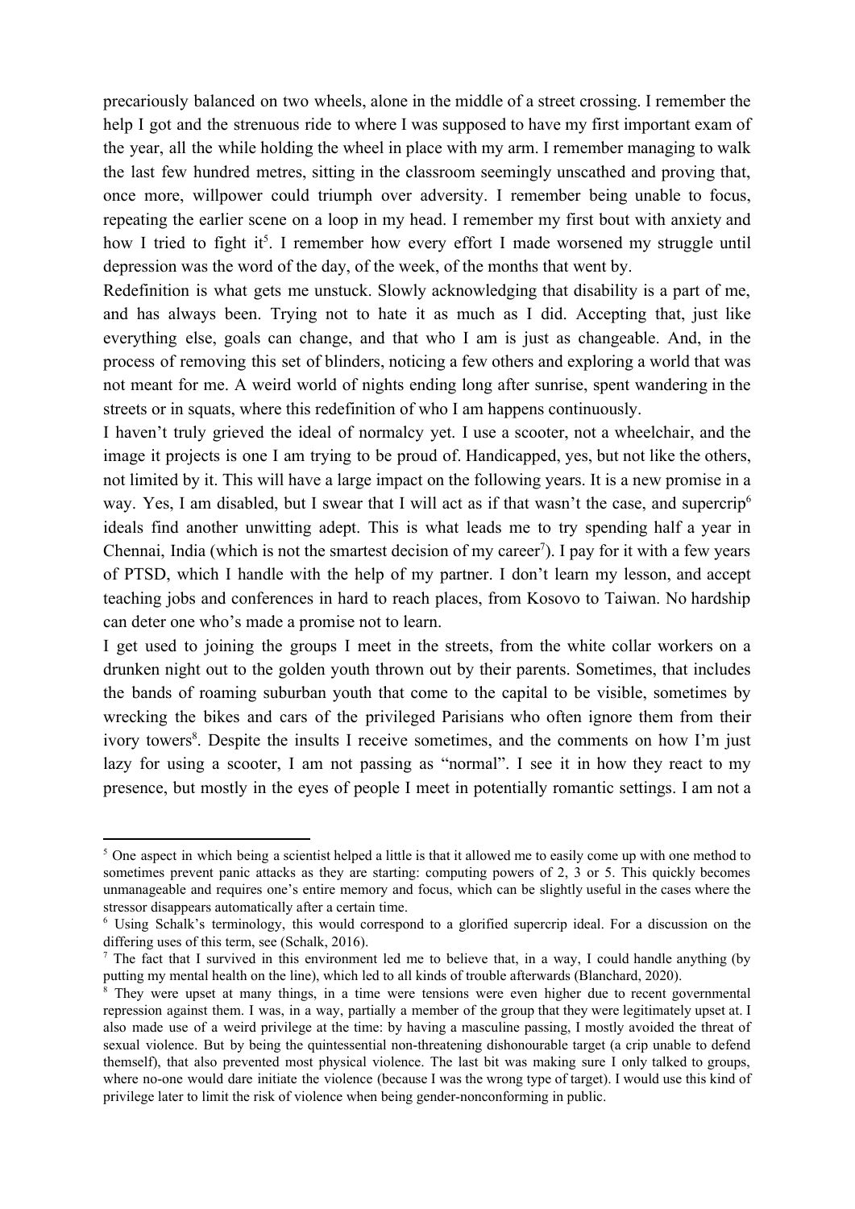precariously balanced on two wheels, alone in the middle of a street crossing. I remember the help I got and the strenuous ride to where I was supposed to have my first important exam of the year, all the while holding the wheel in place with my arm. I remember managing to walk the last few hundred metres, sitting in the classroom seemingly unscathed and proving that, once more, willpower could triumph over adversity. I remember being unable to focus, repeating the earlier scene on a loop in my head. I remember my first bout with anxiety and how I tried to fight it[5]. I remember how every effort I made worsened my struggle until depression was the word of the day, of the week, of the months that went by.

Redefinition is what gets me unstuck. Slowly acknowledging that disability is a part of me, and has always been. Trying not to hate it as much as I did. Accepting that, just like everything else, goals can change, and that who I am is just as changeable. And, in the process of removing this set of blinders, noticing a few others and exploring a world that was not meant for me. A weird world of nights ending long after sunrise, spent wandering in the streets or in squats, where this redefinition of who I am happens continuously.

I haven't truly grieved the ideal of normalcy yet. I use a scooter, not a wheelchair, and the image it projects is one I am trying to be proud of. Handicapped, yes, but not like the others, not limited by it. This will have a large impact on the following years. It is a new promise in a way. Yes, I am disabled, but I swear that I will act as if that wasn't the case, and supercrip[6] ideals find another unwitting adept. This is what leads me to try spending half a year in Chennai, India (which is not the smartest decision of my career[7]). I pay for it with a few years of PTSD, which I handle with the help of my partner. I don't learn my lesson, and accept teaching jobs and conferences in hard to reach places, from Kosovo to Taiwan. No hardship can deter one who's made a promise not to learn.

I get used to joining the groups I meet in the streets, from the white collar workers on a drunken night out to the golden youth thrown out by their parents. Sometimes, that includes the bands of roaming suburban youth that come to the capital to be visible, sometimes by wrecking the bikes and cars of the privileged Parisians who often ignore them from their ivory towers[8]. Despite the insults I receive sometimes, and the comments on how I'm just lazy for using a scooter, I am not passing as "normal". I see it in how they react to my presence, but mostly in the eyes of people I meet in potentially romantic settings. I am not a

---

[5] One aspect in which being a scientist helped a little is that it allowed me to easily come up with one method to sometimes prevent panic attacks as they are starting: computing powers of 2, 3 or 5. This quickly becomes unmanageable and requires one's entire memory and focus, which can be slightly useful in the cases where the stressor disappears automatically after a certain time.

[6] Using Schalk's terminology, this would correspond to a glorified supercrip ideal. For a discussion on the differing uses of this term, see (Schalk, 2016).

[7] The fact that I survived in this environment led me to believe that, in a way, I could handle anything (by putting my mental health on the line), which led to all kinds of trouble afterwards (Blanchard, 2020).

[8] They were upset at many things, in a time were tensions were even higher due to recent governmental repression against them. I was, in a way, partially a member of the group that they were legitimately upset at. I also made use of a weird privilege at the time: by having a masculine passing, I mostly avoided the threat of sexual violence. But by being the quintessential non-threatening dishonourable target (a crip unable to defend themself), that also prevented most physical violence. The last bit was making sure I only talked to groups, where no-one would dare initiate the violence (because I was the wrong type of target). I would use this kind of privilege later to limit the risk of violence when being gender-nonconforming in public.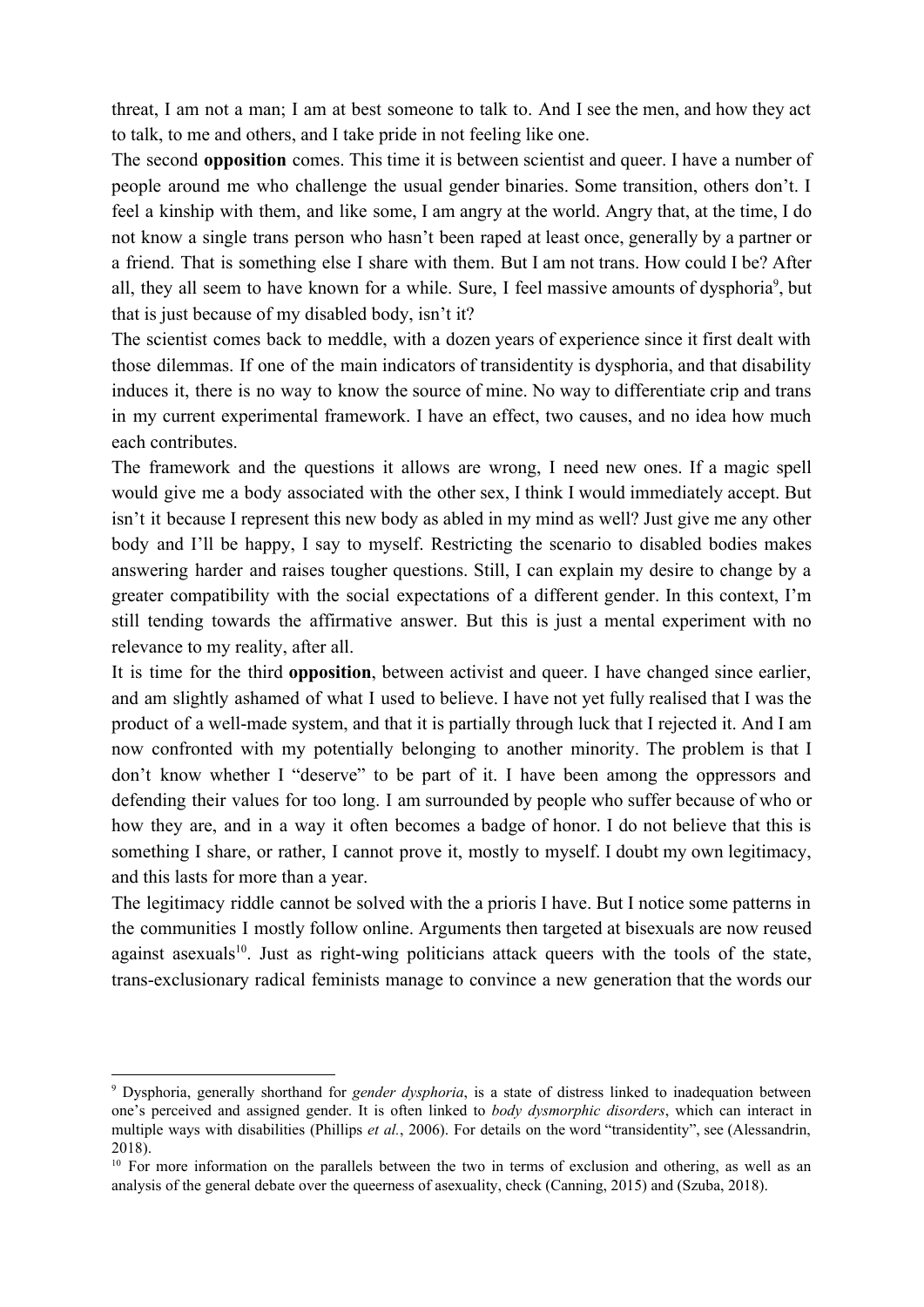threat, I am not a man; I am at best someone to talk to. And I see the men, and how they act to talk, to me and others, and I take pride in not feeling like one.

The second **opposition** comes. This time it is between scientist and queer. I have a number of people around me who challenge the usual gender binaries. Some transition, others don't. I feel a kinship with them, and like some, I am angry at the world. Angry that, at the time, I do not know a single trans person who hasn't been raped at least once, generally by a partner or a friend. That is something else I share with them. But I am not trans. How could I be? After all, they all seem to have known for a while. Sure, I feel massive amounts of dysphoria[9], but that is just because of my disabled body, isn't it?

The scientist comes back to meddle, with a dozen years of experience since it first dealt with those dilemmas. If one of the main indicators of transidentity is dysphoria, and that disability induces it, there is no way to know the source of mine. No way to differentiate crip and trans in my current experimental framework. I have an effect, two causes, and no idea how much each contributes.

The framework and the questions it allows are wrong, I need new ones. If a magic spell would give me a body associated with the other sex, I think I would immediately accept. But isn't it because I represent this new body as abled in my mind as well? Just give me any other body and I'll be happy, I say to myself. Restricting the scenario to disabled bodies makes answering harder and raises tougher questions. Still, I can explain my desire to change by a greater compatibility with the social expectations of a different gender. In this context, I'm still tending towards the affirmative answer. But this is just a mental experiment with no relevance to my reality, after all.

It is time for the third **opposition**, between activist and queer. I have changed since earlier, and am slightly ashamed of what I used to believe. I have not yet fully realised that I was the product of a well-made system, and that it is partially through luck that I rejected it. And I am now confronted with my potentially belonging to another minority. The problem is that I don't know whether I "deserve" to be part of it. I have been among the oppressors and defending their values for too long. I am surrounded by people who suffer because of who or how they are, and in a way it often becomes a badge of honor. I do not believe that this is something I share, or rather, I cannot prove it, mostly to myself. I doubt my own legitimacy, and this lasts for more than a year.

The legitimacy riddle cannot be solved with the a prioris I have. But I notice some patterns in the communities I mostly follow online. Arguments then targeted at bisexuals are now reused against asexuals[10]. Just as right-wing politicians attack queers with the tools of the state, trans-exclusionary radical feminists manage to convince a new generation that the words our

---

[9] Dysphoria, generally shorthand for *gender dysphoria*, is a state of distress linked to inadequation between one's perceived and assigned gender. It is often linked to *body dysmorphic disorders*, which can interact in multiple ways with disabilities (Phillips *et al.*, 2006). For details on the word "transidentity", see (Alessandrin, 2018).

[10] For more information on the parallels between the two in terms of exclusion and othering, as well as an analysis of the general debate over the queerness of asexuality, check (Canning, 2015) and (Szuba, 2018).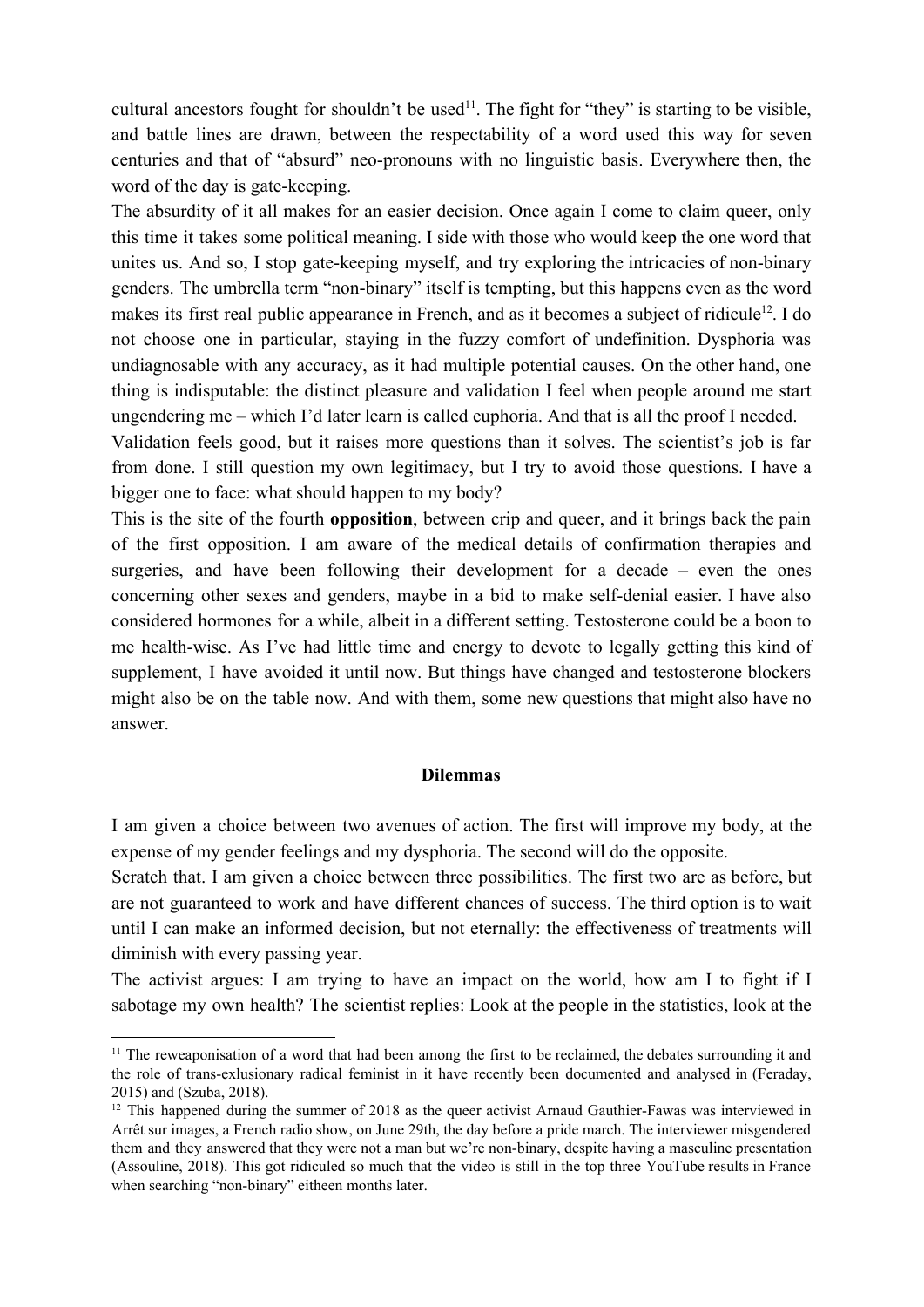cultural ancestors fought for shouldn't be used[11]. The fight for "they" is starting to be visible, and battle lines are drawn, between the respectability of a word used this way for seven centuries and that of "absurd" neo-pronouns with no linguistic basis. Everywhere then, the word of the day is gate-keeping.

The absurdity of it all makes for an easier decision. Once again I come to claim queer, only this time it takes some political meaning. I side with those who would keep the one word that unites us. And so, I stop gate-keeping myself, and try exploring the intricacies of non-binary genders. The umbrella term "non-binary" itself is tempting, but this happens even as the word makes its first real public appearance in French, and as it becomes a subject of ridicule[12]. I do not choose one in particular, staying in the fuzzy comfort of undefinition. Dysphoria was undiagnosable with any accuracy, as it had multiple potential causes. On the other hand, one thing is indisputable: the distinct pleasure and validation I feel when people around me start ungendering me – which I'd later learn is called euphoria. And that is all the proof I needed.

Validation feels good, but it raises more questions than it solves. The scientist's job is far from done. I still question my own legitimacy, but I try to avoid those questions. I have a bigger one to face: what should happen to my body?

This is the site of the fourth **opposition**, between crip and queer, and it brings back the pain of the first opposition. I am aware of the medical details of confirmation therapies and surgeries, and have been following their development for a decade – even the ones concerning other sexes and genders, maybe in a bid to make self-denial easier. I have also considered hormones for a while, albeit in a different setting. Testosterone could be a boon to me health-wise. As I've had little time and energy to devote to legally getting this kind of supplement, I have avoided it until now. But things have changed and testosterone blockers might also be on the table now. And with them, some new questions that might also have no answer.

## Dilemmas

I am given a choice between two avenues of action. The first will improve my body, at the expense of my gender feelings and my dysphoria. The second will do the opposite.

Scratch that. I am given a choice between three possibilities. The first two are as before, but are not guaranteed to work and have different chances of success. The third option is to wait until I can make an informed decision, but not eternally: the effectiveness of treatments will diminish with every passing year.

The activist argues: I am trying to have an impact on the world, how am I to fight if I sabotage my own health? The scientist replies: Look at the people in the statistics, look at the

---

[11] The reweaponisation of a word that had been among the first to be reclaimed, the debates surrounding it and the role of trans-exlusionary radical feminist in it have recently been documented and analysed in (Feraday, 2015) and (Szuba, 2018).

[12] This happened during the summer of 2018 as the queer activist Arnaud Gauthier-Fawas was interviewed in Arrêt sur images, a French radio show, on June 29th, the day before a pride march. The interviewer misgendered them and they answered that they were not a man but we're non-binary, despite having a masculine presentation (Assouline, 2018). This got ridiculed so much that the video is still in the top three YouTube results in France when searching "non-binary" eitheen months later.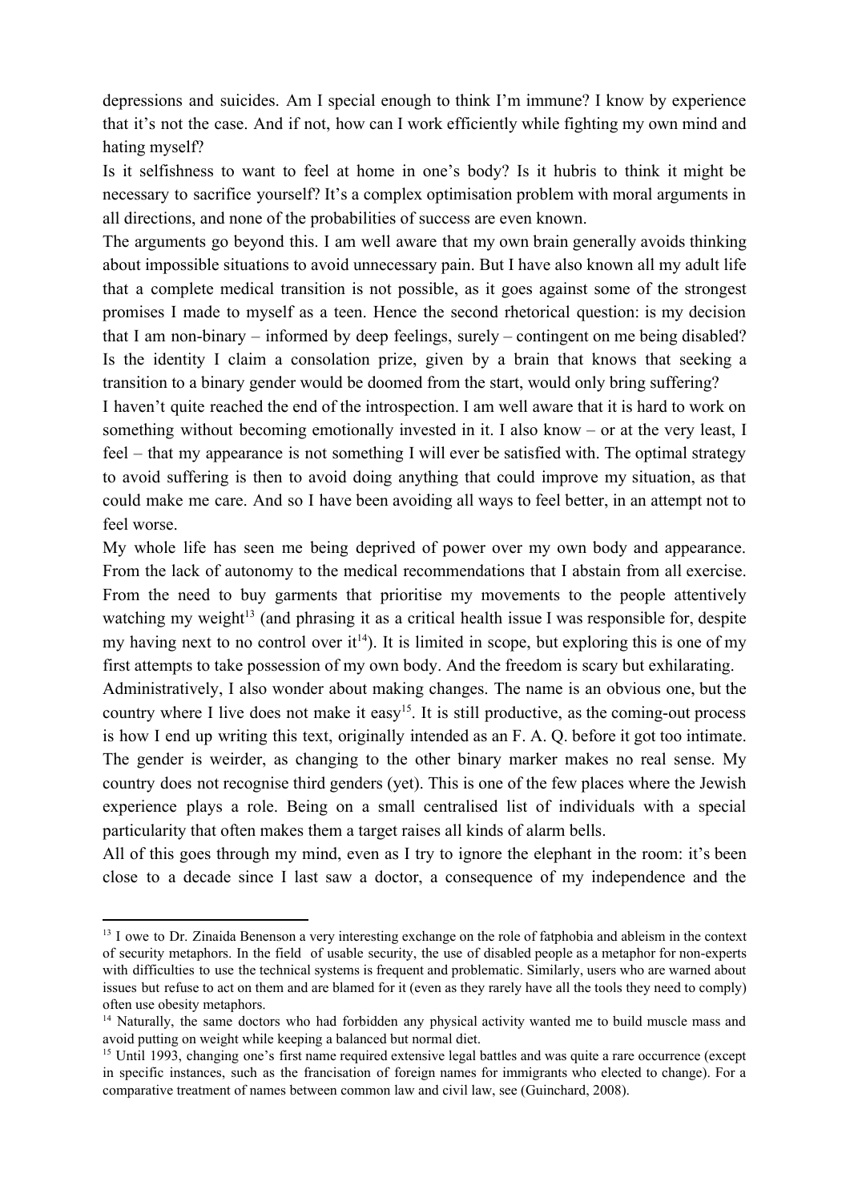depressions and suicides. Am I special enough to think I'm immune? I know by experience that it's not the case. And if not, how can I work efficiently while fighting my own mind and hating myself?

Is it selfishness to want to feel at home in one's body? Is it hubris to think it might be necessary to sacrifice yourself? It's a complex optimisation problem with moral arguments in all directions, and none of the probabilities of success are even known.

The arguments go beyond this. I am well aware that my own brain generally avoids thinking about impossible situations to avoid unnecessary pain. But I have also known all my adult life that a complete medical transition is not possible, as it goes against some of the strongest promises I made to myself as a teen. Hence the second rhetorical question: is my decision that I am non-binary – informed by deep feelings, surely – contingent on me being disabled? Is the identity I claim a consolation prize, given by a brain that knows that seeking a transition to a binary gender would be doomed from the start, would only bring suffering?

I haven't quite reached the end of the introspection. I am well aware that it is hard to work on something without becoming emotionally invested in it. I also know – or at the very least, I feel – that my appearance is not something I will ever be satisfied with. The optimal strategy to avoid suffering is then to avoid doing anything that could improve my situation, as that could make me care. And so I have been avoiding all ways to feel better, in an attempt not to feel worse.

My whole life has seen me being deprived of power over my own body and appearance. From the lack of autonomy to the medical recommendations that I abstain from all exercise. From the need to buy garments that prioritise my movements to the people attentively watching my weight[13] (and phrasing it as a critical health issue I was responsible for, despite my having next to no control over it[14]). It is limited in scope, but exploring this is one of my first attempts to take possession of my own body. And the freedom is scary but exhilarating.

Administratively, I also wonder about making changes. The name is an obvious one, but the country where I live does not make it easy[15]. It is still productive, as the coming-out process is how I end up writing this text, originally intended as an F. A. Q. before it got too intimate. The gender is weirder, as changing to the other binary marker makes no real sense. My country does not recognise third genders (yet). This is one of the few places where the Jewish experience plays a role. Being on a small centralised list of individuals with a special particularity that often makes them a target raises all kinds of alarm bells.

All of this goes through my mind, even as I try to ignore the elephant in the room: it's been close to a decade since I last saw a doctor, a consequence of my independence and the

---

[13] I owe to Dr. Zinaida Benenson a very interesting exchange on the role of fatphobia and ableism in the context of security metaphors. In the field of usable security, the use of disabled people as a metaphor for non-experts with difficulties to use the technical systems is frequent and problematic. Similarly, users who are warned about issues but refuse to act on them and are blamed for it (even as they rarely have all the tools they need to comply) often use obesity metaphors.

[14] Naturally, the same doctors who had forbidden any physical activity wanted me to build muscle mass and avoid putting on weight while keeping a balanced but normal diet.

[15] Until 1993, changing one's first name required extensive legal battles and was quite a rare occurrence (except in specific instances, such as the francisation of foreign names for immigrants who elected to change). For a comparative treatment of names between common law and civil law, see (Guinchard, 2008).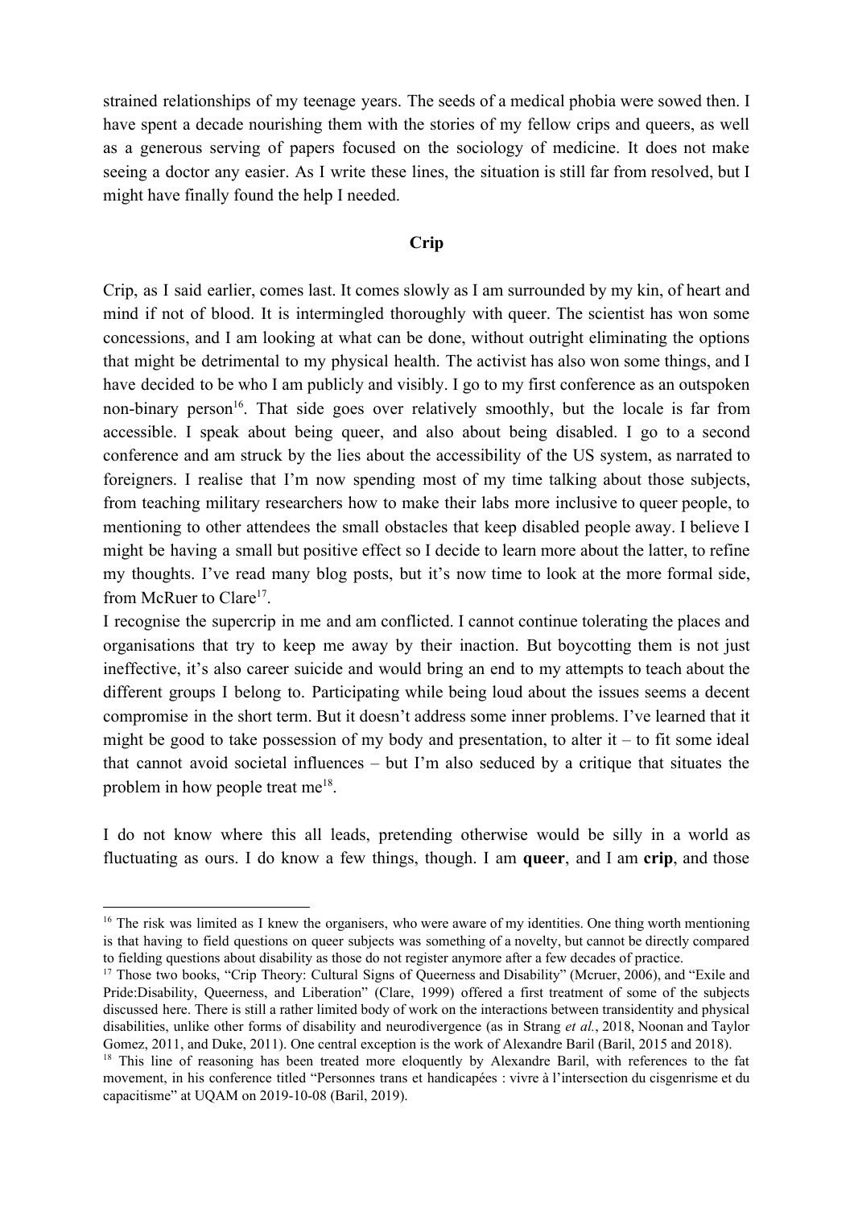strained relationships of my teenage years. The seeds of a medical phobia were sowed then. I have spent a decade nourishing them with the stories of my fellow crips and queers, as well as a generous serving of papers focused on the sociology of medicine. It does not make seeing a doctor any easier. As I write these lines, the situation is still far from resolved, but I might have finally found the help I needed.

## Crip

Crip, as I said earlier, comes last. It comes slowly as I am surrounded by my kin, of heart and mind if not of blood. It is intermingled thoroughly with queer. The scientist has won some concessions, and I am looking at what can be done, without outright eliminating the options that might be detrimental to my physical health. The activist has also won some things, and I have decided to be who I am publicly and visibly. I go to my first conference as an outspoken non-binary person[16]. That side goes over relatively smoothly, but the locale is far from accessible. I speak about being queer, and also about being disabled. I go to a second conference and am struck by the lies about the accessibility of the US system, as narrated to foreigners. I realise that I'm now spending most of my time talking about those subjects, from teaching military researchers how to make their labs more inclusive to queer people, to mentioning to other attendees the small obstacles that keep disabled people away. I believe I might be having a small but positive effect so I decide to learn more about the latter, to refine my thoughts. I've read many blog posts, but it's now time to look at the more formal side, from McRuer to Clare[17].

I recognise the supercrip in me and am conflicted. I cannot continue tolerating the places and organisations that try to keep me away by their inaction. But boycotting them is not just ineffective, it's also career suicide and would bring an end to my attempts to teach about the different groups I belong to. Participating while being loud about the issues seems a decent compromise in the short term. But it doesn't address some inner problems. I've learned that it might be good to take possession of my body and presentation, to alter it – to fit some ideal that cannot avoid societal influences – but I'm also seduced by a critique that situates the problem in how people treat me[18].

I do not know where this all leads, pretending otherwise would be silly in a world as fluctuating as ours. I do know a few things, though. I am **queer**, and I am **crip**, and those

---

[16] The risk was limited as I knew the organisers, who were aware of my identities. One thing worth mentioning is that having to field questions on queer subjects was something of a novelty, but cannot be directly compared to fielding questions about disability as those do not register anymore after a few decades of practice.

[17] Those two books, "Crip Theory: Cultural Signs of Queerness and Disability" (Mcruer, 2006), and "Exile and Pride:Disability, Queerness, and Liberation" (Clare, 1999) offered a first treatment of some of the subjects discussed here. There is still a rather limited body of work on the interactions between transidentity and physical disabilities, unlike other forms of disability and neurodivergence (as in Strang *et al.*, 2018, Noonan and Taylor Gomez, 2011, and Duke, 2011). One central exception is the work of Alexandre Baril (Baril, 2015 and 2018).

[18] This line of reasoning has been treated more eloquently by Alexandre Baril, with references to the fat movement, in his conference titled "Personnes trans et handicapées : vivre à l'intersection du cisgenrisme et du capacitisme" at UQAM on 2019-10-08 (Baril, 2019).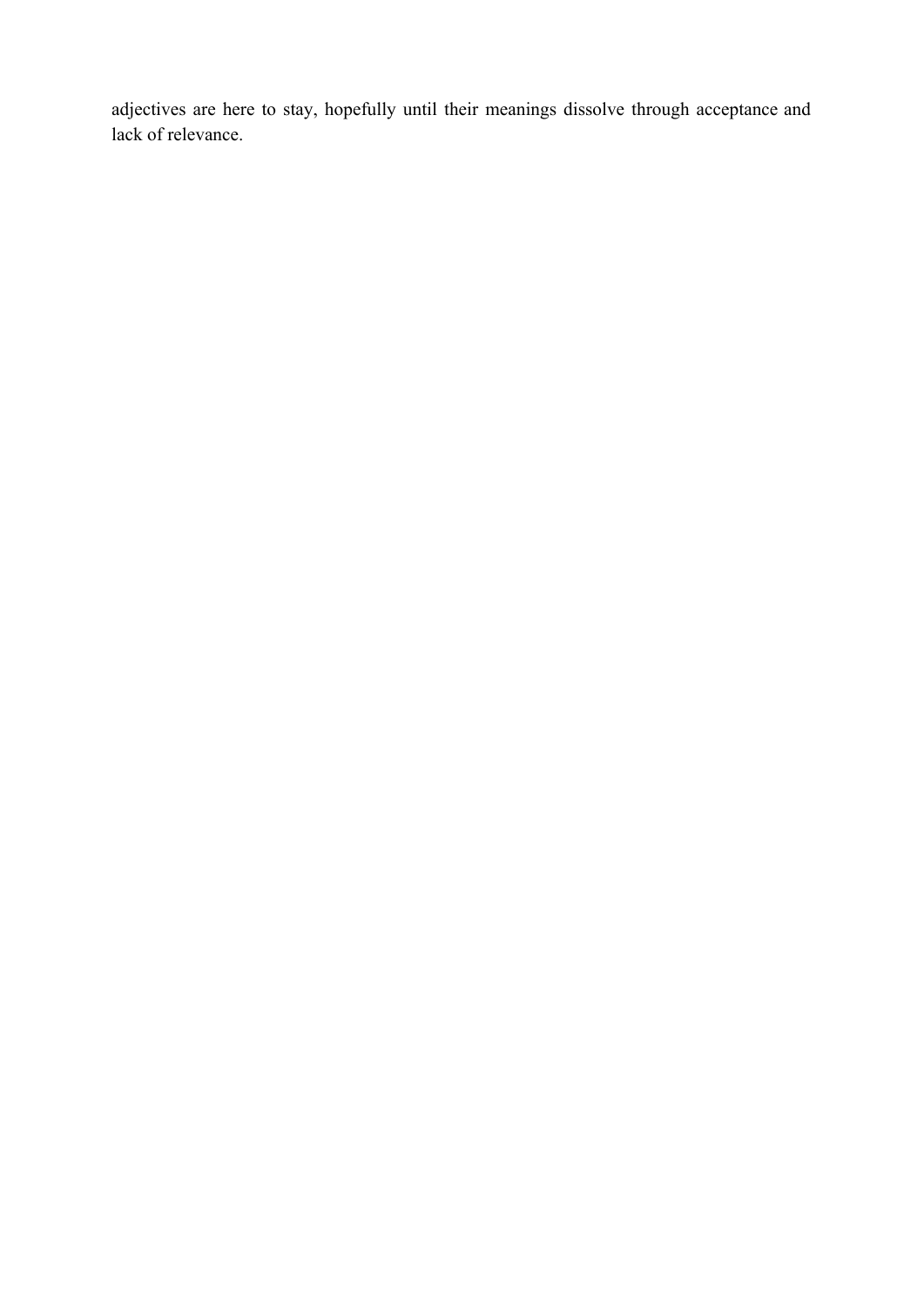adjectives are here to stay, hopefully until their meanings dissolve through acceptance and lack of relevance.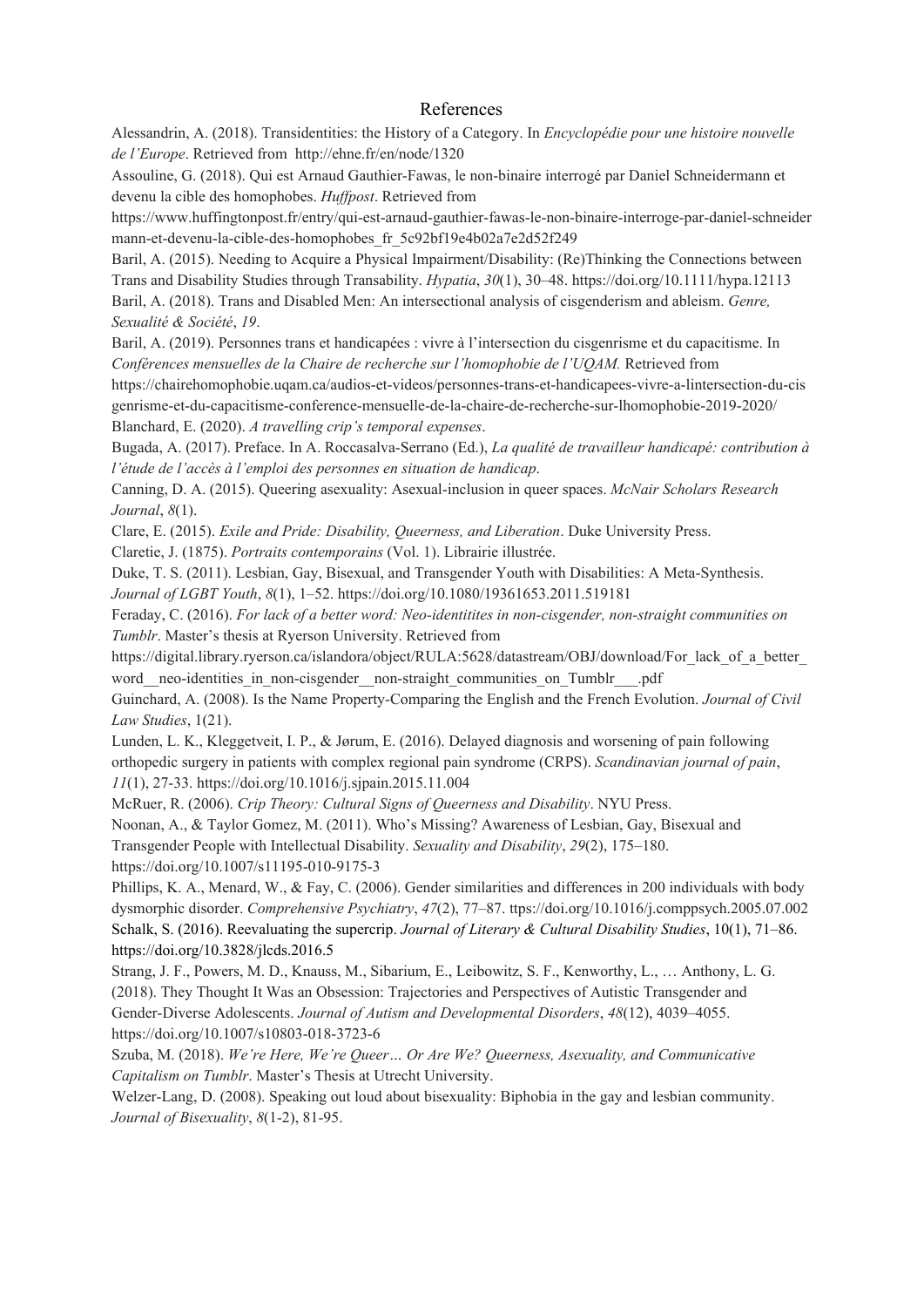# References

Alessandrin, A. (2018). Transidentities: the History of a Category. In *Encyclopédie pour une histoire nouvelle de l'Europe*. Retrieved from http://ehne.fr/en/node/1320

Assouline, G. (2018). Qui est Arnaud Gauthier-Fawas, le non-binaire interrogé par Daniel Schneidermann et devenu la cible des homophobes. *Huffpost*. Retrieved from https://www.huffingtonpost.fr/entry/qui-est-arnaud-gauthier-fawas-le-non-binaire-interroge-par-daniel-schneidermann-et-devenu-la-cible-des-homophobes_fr_5c92bf19e4b02a7e2d52f249

Baril, A. (2015). Needing to Acquire a Physical Impairment/Disability: (Re)Thinking the Connections between Trans and Disability Studies through Transability. *Hypatia*, *30*(1), 30–48. https://doi.org/10.1111/hypa.12113

Baril, A. (2018). Trans and Disabled Men: An intersectional analysis of cisgenderism and ableism. *Genre, Sexualité & Société*, *19*.

Baril, A. (2019). Personnes trans et handicapées : vivre à l'intersection du cisgenrisme et du capacitisme. In *Conférences mensuelles de la Chaire de recherche sur l'homophobie de l'UQAM.* Retrieved from https://chairehomophobie.uqam.ca/audios-et-videos/personnes-trans-et-handicapees-vivre-a-lintersection-du-cisgenrisme-et-du-capacitisme-conference-mensuelle-de-la-chaire-de-recherche-sur-lhomophobie-2019-2020/

Blanchard, E. (2020). *A travelling crip's temporal expenses*.

Bugada, A. (2017). Preface. In A. Roccasalva-Serrano (Ed.), *La qualité de travailleur handicapé: contribution à l'étude de l'accès à l'emploi des personnes en situation de handicap*.

Canning, D. A. (2015). Queering asexuality: Asexual-inclusion in queer spaces. *McNair Scholars Research Journal*, *8*(1).

Clare, E. (2015). *Exile and Pride: Disability, Queerness, and Liberation*. Duke University Press.

Claretie, J. (1875). *Portraits contemporains* (Vol. 1). Librairie illustrée.

Duke, T. S. (2011). Lesbian, Gay, Bisexual, and Transgender Youth with Disabilities: A Meta-Synthesis. *Journal of LGBT Youth*, *8*(1), 1–52. https://doi.org/10.1080/19361653.2011.519181

Feraday, C. (2016). *For lack of a better word: Neo-identitites in non-cisgender, non-straight communities on Tumblr*. Master's thesis at Ryerson University. Retrieved from https://digital.library.ryerson.ca/islandora/object/RULA:5628/datastream/OBJ/download/For_lack_of_a_better_word__neo-identities_in_non-cisgender__non-straight_communities_on_Tumblr___.pdf

Guinchard, A. (2008). Is the Name Property-Comparing the English and the French Evolution. *Journal of Civil Law Studies*, 1(21).

Lunden, L. K., Kleggetveit, I. P., & Jørum, E. (2016). Delayed diagnosis and worsening of pain following orthopedic surgery in patients with complex regional pain syndrome (CRPS). *Scandinavian journal of pain*, *11*(1), 27-33. https://doi.org/10.1016/j.sjpain.2015.11.004

McRuer, R. (2006). *Crip Theory: Cultural Signs of Queerness and Disability*. NYU Press.

Noonan, A., & Taylor Gomez, M. (2011). Who's Missing? Awareness of Lesbian, Gay, Bisexual and Transgender People with Intellectual Disability. *Sexuality and Disability*, *29*(2), 175–180. https://doi.org/10.1007/s11195-010-9175-3

Phillips, K. A., Menard, W., & Fay, C. (2006). Gender similarities and differences in 200 individuals with body dysmorphic disorder. *Comprehensive Psychiatry*, *47*(2), 77–87. ttps://doi.org/10.1016/j.comppsych.2005.07.002

Schalk, S. (2016). Reevaluating the supercrip. *Journal of Literary & Cultural Disability Studies*, 10(1), 71–86. https://doi.org/10.3828/jlcds.2016.5

Strang, J. F., Powers, M. D., Knauss, M., Sibarium, E., Leibowitz, S. F., Kenworthy, L., … Anthony, L. G. (2018). They Thought It Was an Obsession: Trajectories and Perspectives of Autistic Transgender and Gender-Diverse Adolescents. *Journal of Autism and Developmental Disorders*, *48*(12), 4039–4055. https://doi.org/10.1007/s10803-018-3723-6

Szuba, M. (2018). *We're Here, We're Queer… Or Are We? Queerness, Asexuality, and Communicative Capitalism on Tumblr*. Master's Thesis at Utrecht University.

Welzer-Lang, D. (2008). Speaking out loud about bisexuality: Biphobia in the gay and lesbian community. *Journal of Bisexuality*, *8*(1-2), 81-95.